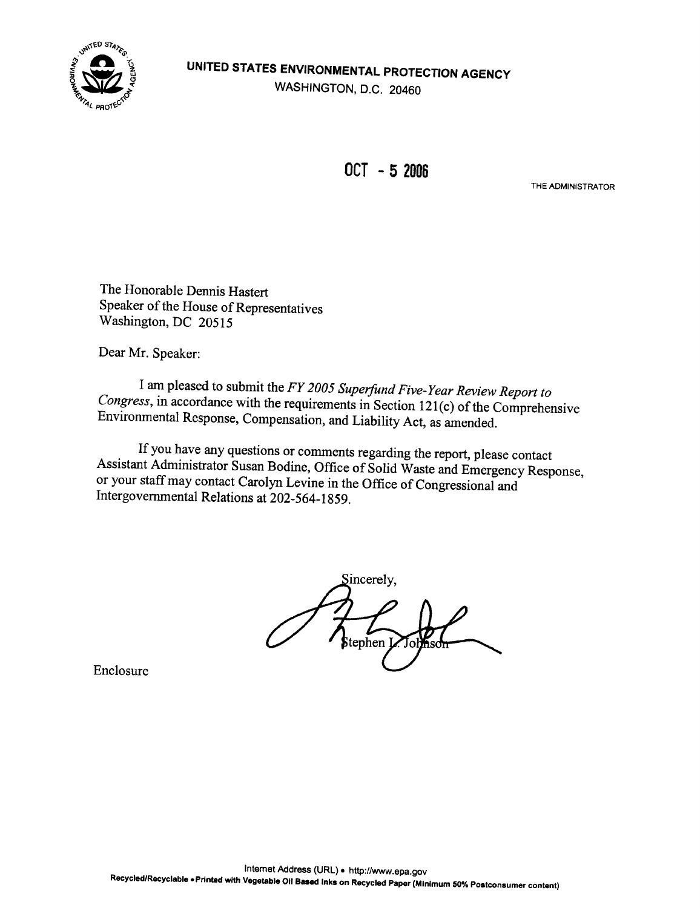**UNITED STATES ENVIRONMENTAL PROTECTION AGENCY**
WASHINGTON, D.C. 20460

OCT - 5 2006

THE ADMINISTRATOR

The Honorable Dennis Hastert
Speaker of the House of Representatives
Washington, DC 20515

Dear Mr. Speaker:

I am pleased to submit the *FY 2005 Superfund Five-Year Review Report to Congress*, in accordance with the requirements in Section 121(c) of the Comprehensive Environmental Response, Compensation, and Liability Act, as amended.

If you have any questions or comments regarding the report, please contact Assistant Administrator Susan Bodine, Office of Solid Waste and Emergency Response, or your staff may contact Carolyn Levine in the Office of Congressional and Intergovernmental Relations at 202-564-1859.

Sincerely,

Stephen L. Johnson

Enclosure

Internet Address (URL) • http://www.epa.gov
Recycled/Recyclable • Printed with Vegetable Oil Based Inks on Recycled Paper (Minimum 50% Postconsumer content)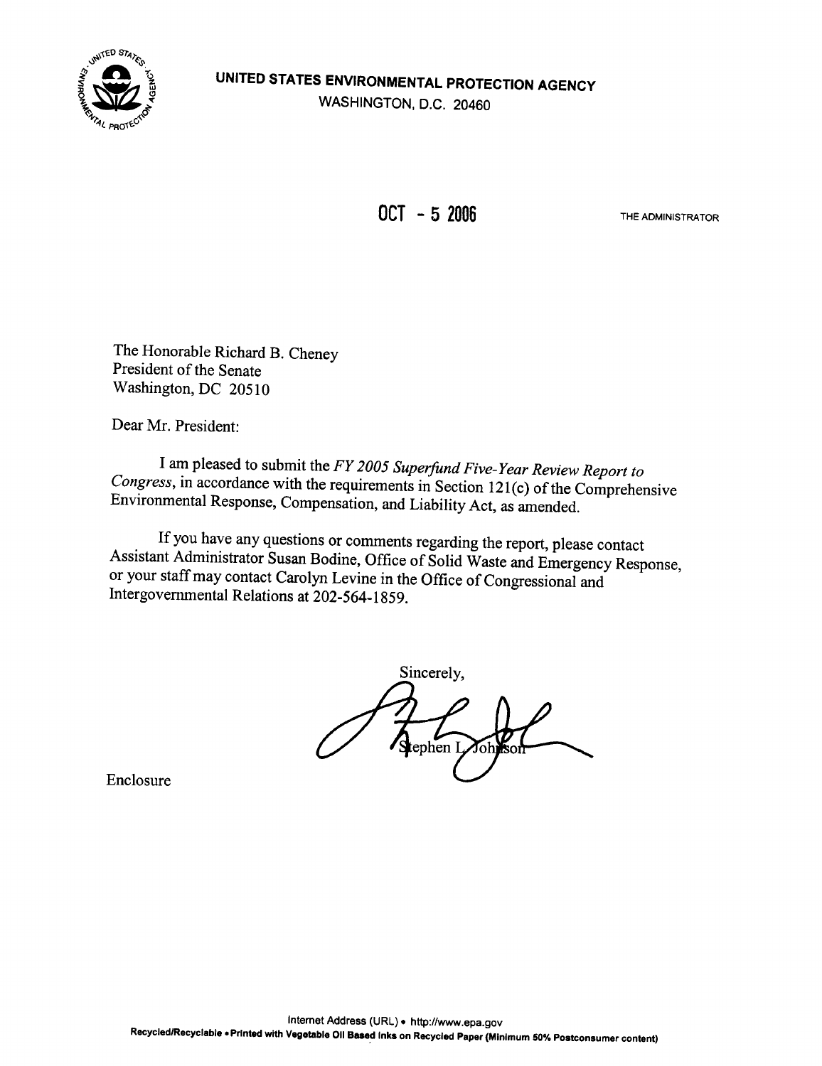**UNITED STATES ENVIRONMENTAL PROTECTION AGENCY**
WASHINGTON, D.C. 20460

OCT - 5 2006

THE ADMINISTRATOR

The Honorable Richard B. Cheney
President of the Senate
Washington, DC 20510

Dear Mr. President:

I am pleased to submit the *FY 2005 Superfund Five-Year Review Report to Congress*, in accordance with the requirements in Section 121(c) of the Comprehensive Environmental Response, Compensation, and Liability Act, as amended.

If you have any questions or comments regarding the report, please contact Assistant Administrator Susan Bodine, Office of Solid Waste and Emergency Response, or your staff may contact Carolyn Levine in the Office of Congressional and Intergovernmental Relations at 202-564-1859.

Sincerely,

Stephen L. Johnson

Enclosure

Internet Address (URL) • http://www.epa.gov
Recycled/Recyclable • Printed with Vegetable Oil Based Inks on Recycled Paper (Minimum 50% Postconsumer content)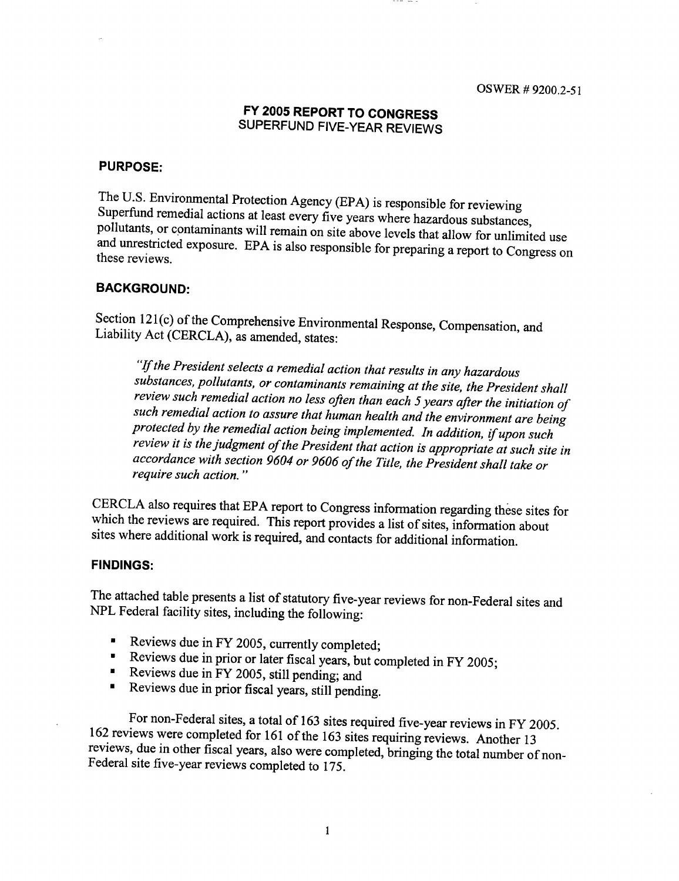OSWER # 9200.2-51

# FY 2005 REPORT TO CONGRESS
## SUPERFUND FIVE-YEAR REVIEWS

### PURPOSE:

The U.S. Environmental Protection Agency (EPA) is responsible for reviewing Superfund remedial actions at least every five years where hazardous substances, pollutants, or contaminants will remain on site above levels that allow for unlimited use and unrestricted exposure. EPA is also responsible for preparing a report to Congress on these reviews.

### BACKGROUND:

Section 121(c) of the Comprehensive Environmental Response, Compensation, and Liability Act (CERCLA), as amended, states:

> *"If the President selects a remedial action that results in any hazardous substances, pollutants, or contaminants remaining at the site, the President shall review such remedial action no less often than each 5 years after the initiation of such remedial action to assure that human health and the environment are being protected by the remedial action being implemented. In addition, if upon such review it is the judgment of the President that action is appropriate at such site in accordance with section 9604 or 9606 of the Title, the President shall take or require such action."*

CERCLA also requires that EPA report to Congress information regarding these sites for which the reviews are required. This report provides a list of sites, information about sites where additional work is required, and contacts for additional information.

### FINDINGS:

The attached table presents a list of statutory five-year reviews for non-Federal sites and NPL Federal facility sites, including the following:

- Reviews due in FY 2005, currently completed;
- Reviews due in prior or later fiscal years, but completed in FY 2005;
- Reviews due in FY 2005, still pending; and
- Reviews due in prior fiscal years, still pending.

For non-Federal sites, a total of 163 sites required five-year reviews in FY 2005. 162 reviews were completed for 161 of the 163 sites requiring reviews. Another 13 reviews, due in other fiscal years, also were completed, bringing the total number of non-Federal site five-year reviews completed to 175.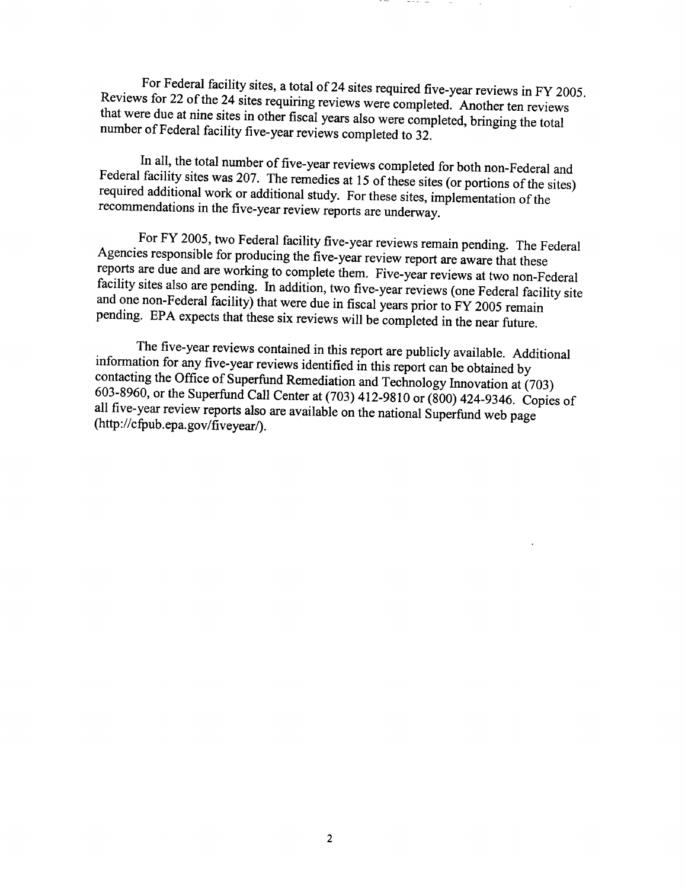For Federal facility sites, a total of 24 sites required five-year reviews in FY 2005. Reviews for 22 of the 24 sites requiring reviews were completed. Another ten reviews that were due at nine sites in other fiscal years also were completed, bringing the total number of Federal facility five-year reviews completed to 32.

In all, the total number of five-year reviews completed for both non-Federal and Federal facility sites was 207. The remedies at 15 of these sites (or portions of the sites) required additional work or additional study. For these sites, implementation of the recommendations in the five-year review reports are underway.

For FY 2005, two Federal facility five-year reviews remain pending. The Federal Agencies responsible for producing the five-year review report are aware that these reports are due and are working to complete them. Five-year reviews at two non-Federal facility sites also are pending. In addition, two five-year reviews (one Federal facility site and one non-Federal facility) that were due in fiscal years prior to FY 2005 remain pending. EPA expects that these six reviews will be completed in the near future.

The five-year reviews contained in this report are publicly available. Additional information for any five-year reviews identified in this report can be obtained by contacting the Office of Superfund Remediation and Technology Innovation at (703) 603-8960, or the Superfund Call Center at (703) 412-9810 or (800) 424-9346. Copies of all five-year review reports also are available on the national Superfund web page (http://cfpub.epa.gov/fiveyear/).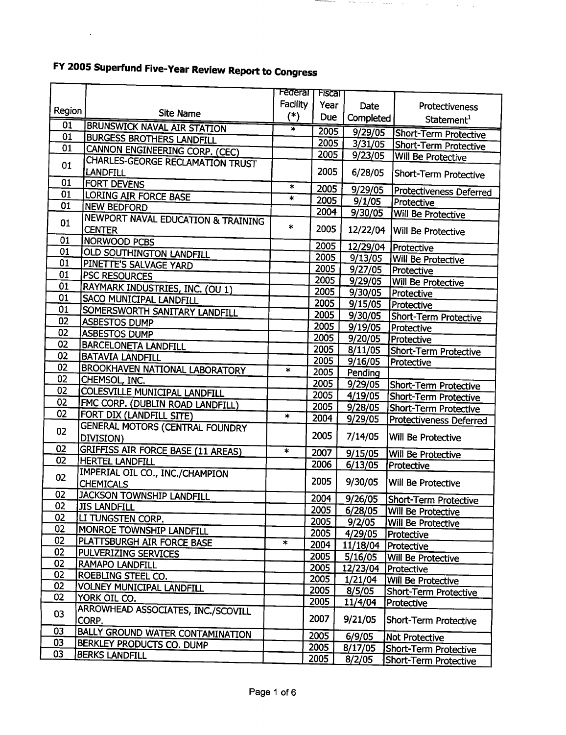# FY 2005 Superfund Five-Year Review Report to Congress

| Region | Site Name | Federal Facility (*) | Fiscal Year Due | Date Completed | Protectiveness Statement[1] |
|---|---|---|---|---|---|
| 01 | BRUNSWICK NAVAL AIR STATION | * | 2005 | 9/29/05 | Short-Term Protective |
| 01 | BURGESS BROTHERS LANDFILL | | 2005 | 3/31/05 | Short-Term Protective |
| 01 | CANNON ENGINEERING CORP. (CEC) | | 2005 | 9/23/05 | Will Be Protective |
| 01 | CHARLES-GEORGE RECLAMATION TRUST LANDFILL | | 2005 | 6/28/05 | Short-Term Protective |
| 01 | FORT DEVENS | * | 2005 | 9/29/05 | Protectiveness Deferred |
| 01 | LORING AIR FORCE BASE | * | 2005 | 9/1/05 | Protective |
| 01 | NEW BEDFORD | | 2004 | 9/30/05 | Will Be Protective |
| 01 | NEWPORT NAVAL EDUCATION & TRAINING CENTER | * | 2005 | 12/22/04 | Will Be Protective |
| 01 | NORWOOD PCBS | | 2005 | 12/29/04 | Protective |
| 01 | OLD SOUTHINGTON LANDFILL | | 2005 | 9/13/05 | Will Be Protective |
| 01 | PINETTE'S SALVAGE YARD | | 2005 | 9/27/05 | Protective |
| 01 | PSC RESOURCES | | 2005 | 9/29/05 | Will Be Protective |
| 01 | RAYMARK INDUSTRIES, INC. (OU 1) | | 2005 | 9/30/05 | Protective |
| 01 | SACO MUNICIPAL LANDFILL | | 2005 | 9/15/05 | Protective |
| 01 | SOMERSWORTH SANITARY LANDFILL | | 2005 | 9/30/05 | Short-Term Protective |
| 02 | ASBESTOS DUMP | | 2005 | 9/19/05 | Protective |
| 02 | ASBESTOS DUMP | | 2005 | 9/20/05 | Protective |
| 02 | BARCELONETA LANDFILL | | 2005 | 8/11/05 | Short-Term Protective |
| 02 | BATAVIA LANDFILL | | 2005 | 9/16/05 | Protective |
| 02 | BROOKHAVEN NATIONAL LABORATORY | * | 2005 | Pending | |
| 02 | CHEMSOL, INC. | | 2005 | 9/29/05 | Short-Term Protective |
| 02 | COLESVILLE MUNICIPAL LANDFILL | | 2005 | 4/19/05 | Short-Term Protective |
| 02 | FMC CORP. (DUBLIN ROAD LANDFILL) | | 2005 | 9/28/05 | Short-Term Protective |
| 02 | FORT DIX (LANDFILL SITE) | * | 2004 | 9/29/05 | Protectiveness Deferred |
| 02 | GENERAL MOTORS (CENTRAL FOUNDRY DIVISION) | | 2005 | 7/14/05 | Will Be Protective |
| 02 | GRIFFISS AIR FORCE BASE (11 AREAS) | * | 2007 | 9/15/05 | Will Be Protective |
| 02 | HERTEL LANDFILL | | 2006 | 6/13/05 | Protective |
| 02 | IMPERIAL OIL CO., INC./CHAMPION CHEMICALS | | 2005 | 9/30/05 | Will Be Protective |
| 02 | JACKSON TOWNSHIP LANDFILL | | 2004 | 9/26/05 | Short-Term Protective |
| 02 | JIS LANDFILL | | 2005 | 6/28/05 | Will Be Protective |
| 02 | LI TUNGSTEN CORP. | | 2005 | 9/2/05 | Will Be Protective |
| 02 | MONROE TOWNSHIP LANDFILL | | 2005 | 4/29/05 | Protective |
| 02 | PLATTSBURGH AIR FORCE BASE | * | 2004 | 11/18/04 | Protective |
| 02 | PULVERIZING SERVICES | | 2005 | 5/16/05 | Will Be Protective |
| 02 | RAMAPO LANDFILL | | 2005 | 12/23/04 | Protective |
| 02 | ROEBLING STEEL CO. | | 2005 | 1/21/04 | Will Be Protective |
| 02 | VOLNEY MUNICIPAL LANDFILL | | 2005 | 8/5/05 | Short-Term Protective |
| 02 | YORK OIL CO. | | 2005 | 11/4/04 | Protective |
| 03 | ARROWHEAD ASSOCIATES, INC./SCOVILL CORP. | | 2007 | 9/21/05 | Short-Term Protective |
| 03 | BALLY GROUND WATER CONTAMINATION | | 2005 | 6/9/05 | Not Protective |
| 03 | BERKLEY PRODUCTS CO. DUMP | | 2005 | 8/17/05 | Short-Term Protective |
| 03 | BERKS LANDFILL | | 2005 | 8/2/05 | Short-Term Protective |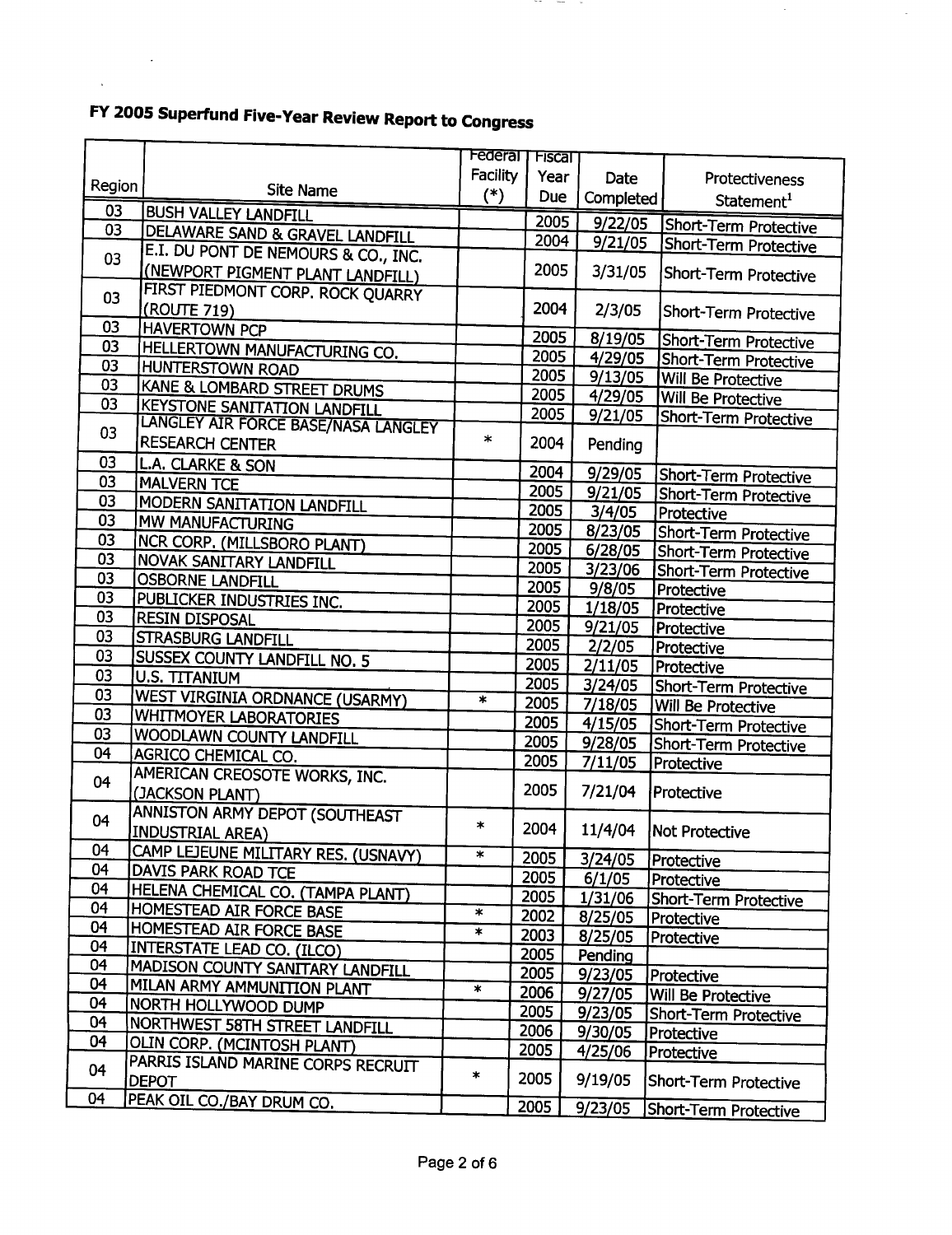# FY 2005 Superfund Five-Year Review Report to Congress

| Region | Site Name | Federal Facility (*) | Fiscal Year Due | Date Completed | Protectiveness Statement[1] |
|---|---|---|---|---|---|
| 03 | BUSH VALLEY LANDFILL | | 2005 | 9/22/05 | Short-Term Protective |
| 03 | DELAWARE SAND & GRAVEL LANDFILL | | 2004 | 9/21/05 | Short-Term Protective |
| 03 | E.I. DU PONT DE NEMOURS & CO., INC. (NEWPORT PIGMENT PLANT LANDFILL) | | 2005 | 3/31/05 | Short-Term Protective |
| 03 | FIRST PIEDMONT CORP. ROCK QUARRY (ROUTE 719) | | 2004 | 2/3/05 | Short-Term Protective |
| 03 | HAVERTOWN PCP | | 2005 | 8/19/05 | Short-Term Protective |
| 03 | HELLERTOWN MANUFACTURING CO. | | 2005 | 4/29/05 | Short-Term Protective |
| 03 | HUNTERSTOWN ROAD | | 2005 | 9/13/05 | Will Be Protective |
| 03 | KANE & LOMBARD STREET DRUMS | | 2005 | 4/29/05 | Will Be Protective |
| 03 | KEYSTONE SANITATION LANDFILL | | 2005 | 9/21/05 | Short-Term Protective |
| 03 | LANGLEY AIR FORCE BASE/NASA LANGLEY RESEARCH CENTER | * | 2004 | Pending | |
| 03 | L.A. CLARKE & SON | | 2004 | 9/29/05 | Short-Term Protective |
| 03 | MALVERN TCE | | 2005 | 9/21/05 | Short-Term Protective |
| 03 | MODERN SANITATION LANDFILL | | 2005 | 3/4/05 | Protective |
| 03 | MW MANUFACTURING | | 2005 | 8/23/05 | Short-Term Protective |
| 03 | NCR CORP. (MILLSBORO PLANT) | | 2005 | 6/28/05 | Short-Term Protective |
| 03 | NOVAK SANITARY LANDFILL | | 2005 | 3/23/06 | Short-Term Protective |
| 03 | OSBORNE LANDFILL | | 2005 | 9/8/05 | Protective |
| 03 | PUBLICKER INDUSTRIES INC. | | 2005 | 1/18/05 | Protective |
| 03 | RESIN DISPOSAL | | 2005 | 9/21/05 | Protective |
| 03 | STRASBURG LANDFILL | | 2005 | 2/2/05 | Protective |
| 03 | SUSSEX COUNTY LANDFILL NO. 5 | | 2005 | 2/11/05 | Protective |
| 03 | U.S. TITANIUM | | 2005 | 3/24/05 | Short-Term Protective |
| 03 | WEST VIRGINIA ORDNANCE (USARMY) | * | 2005 | 7/18/05 | Will Be Protective |
| 03 | WHITMOYER LABORATORIES | | 2005 | 4/15/05 | Short-Term Protective |
| 03 | WOODLAWN COUNTY LANDFILL | | 2005 | 9/28/05 | Short-Term Protective |
| 04 | AGRICO CHEMICAL CO. | | 2005 | 7/11/05 | Protective |
| 04 | AMERICAN CREOSOTE WORKS, INC. (JACKSON PLANT) | | 2005 | 7/21/04 | Protective |
| 04 | ANNISTON ARMY DEPOT (SOUTHEAST INDUSTRIAL AREA) | * | 2004 | 11/4/04 | Not Protective |
| 04 | CAMP LEJEUNE MILITARY RES. (USNAVY) | * | 2005 | 3/24/05 | Protective |
| 04 | DAVIS PARK ROAD TCE | | 2005 | 6/1/05 | Protective |
| 04 | HELENA CHEMICAL CO. (TAMPA PLANT) | | 2005 | 1/31/06 | Short-Term Protective |
| 04 | HOMESTEAD AIR FORCE BASE | * | 2002 | 8/25/05 | Protective |
| 04 | HOMESTEAD AIR FORCE BASE | * | 2003 | 8/25/05 | Protective |
| 04 | INTERSTATE LEAD CO. (ILCO) | | 2005 | Pending | |
| 04 | MADISON COUNTY SANITARY LANDFILL | | 2005 | 9/23/05 | Protective |
| 04 | MILAN ARMY AMMUNITION PLANT | * | 2006 | 9/27/05 | Will Be Protective |
| 04 | NORTH HOLLYWOOD DUMP | | 2005 | 9/23/05 | Short-Term Protective |
| 04 | NORTHWEST 58TH STREET LANDFILL | | 2006 | 9/30/05 | Protective |
| 04 | OLIN CORP. (MCINTOSH PLANT) | | 2005 | 4/25/06 | Protective |
| 04 | PARRIS ISLAND MARINE CORPS RECRUIT DEPOT | * | 2005 | 9/19/05 | Short-Term Protective |
| 04 | PEAK OIL CO./BAY DRUM CO. | | 2005 | 9/23/05 | Short-Term Protective |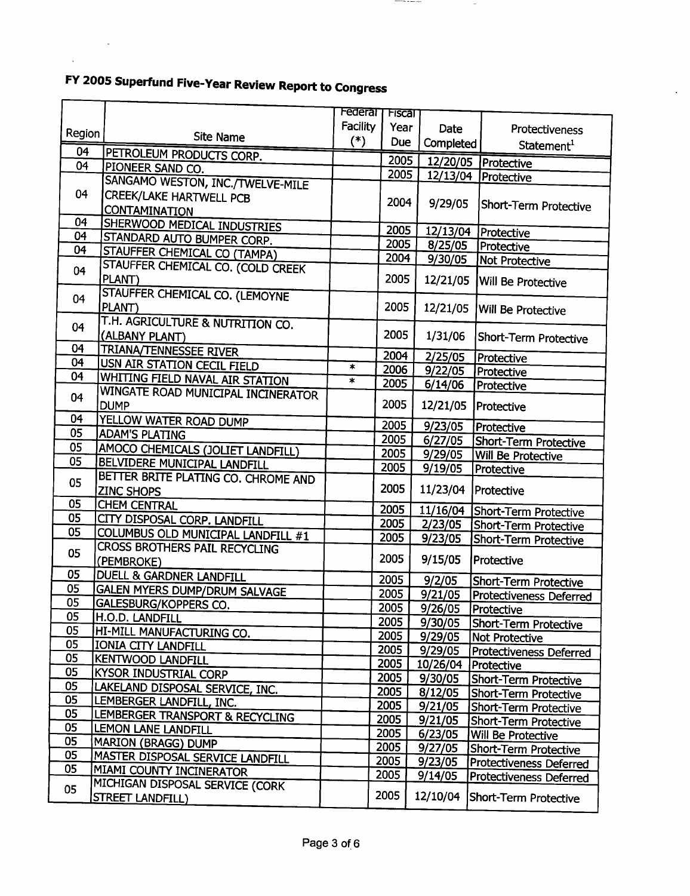# FY 2005 Superfund Five-Year Review Report to Congress

| Region | Site Name | Federal Facility (*) | Fiscal Year Due | Date Completed | Protectiveness Statement[1] |
|---|---|---|---|---|---|
| 04 | PETROLEUM PRODUCTS CORP. | | 2005 | 12/20/05 | Protective |
| 04 | PIONEER SAND CO. | | 2005 | 12/13/04 | Protective |
| 04 | SANGAMO WESTON, INC./TWELVE-MILE CREEK/LAKE HARTWELL PCB CONTAMINATION | | 2004 | 9/29/05 | Short-Term Protective |
| 04 | SHERWOOD MEDICAL INDUSTRIES | | 2005 | 12/13/04 | Protective |
| 04 | STANDARD AUTO BUMPER CORP. | | 2005 | 8/25/05 | Protective |
| 04 | STAUFFER CHEMICAL CO (TAMPA) | | 2004 | 9/30/05 | Not Protective |
| 04 | STAUFFER CHEMICAL CO. (COLD CREEK PLANT) | | 2005 | 12/21/05 | Will Be Protective |
| 04 | STAUFFER CHEMICAL CO. (LEMOYNE PLANT) | | 2005 | 12/21/05 | Will Be Protective |
| 04 | T.H. AGRICULTURE & NUTRITION CO. (ALBANY PLANT) | | 2005 | 1/31/06 | Short-Term Protective |
| 04 | TRIANA/TENNESSEE RIVER | | 2004 | 2/25/05 | Protective |
| 04 | USN AIR STATION CECIL FIELD | * | 2006 | 9/22/05 | Protective |
| 04 | WHITING FIELD NAVAL AIR STATION | * | 2005 | 6/14/06 | Protective |
| 04 | WINGATE ROAD MUNICIPAL INCINERATOR DUMP | | 2005 | 12/21/05 | Protective |
| 04 | YELLOW WATER ROAD DUMP | | 2005 | 9/23/05 | Protective |
| 05 | ADAM'S PLATING | | 2005 | 6/27/05 | Short-Term Protective |
| 05 | AMOCO CHEMICALS (JOLIET LANDFILL) | | 2005 | 9/29/05 | Will Be Protective |
| 05 | BELVIDERE MUNICIPAL LANDFILL | | 2005 | 9/19/05 | Protective |
| 05 | BETTER BRITE PLATING CO. CHROME AND ZINC SHOPS | | 2005 | 11/23/04 | Protective |
| 05 | CHEM CENTRAL | | 2005 | 11/16/04 | Short-Term Protective |
| 05 | CITY DISPOSAL CORP. LANDFILL | | 2005 | 2/23/05 | Short-Term Protective |
| 05 | COLUMBUS OLD MUNICIPAL LANDFILL #1 | | 2005 | 9/23/05 | Short-Term Protective |
| 05 | CROSS BROTHERS PAIL RECYCLING (PEMBROKE) | | 2005 | 9/15/05 | Protective |
| 05 | DUELL & GARDNER LANDFILL | | 2005 | 9/2/05 | Short-Term Protective |
| 05 | GALEN MYERS DUMP/DRUM SALVAGE | | 2005 | 9/21/05 | Protectiveness Deferred |
| 05 | GALESBURG/KOPPERS CO. | | 2005 | 9/26/05 | Protective |
| 05 | H.O.D. LANDFILL | | 2005 | 9/30/05 | Short-Term Protective |
| 05 | HI-MILL MANUFACTURING CO. | | 2005 | 9/29/05 | Not Protective |
| 05 | IONIA CITY LANDFILL | | 2005 | 9/29/05 | Protectiveness Deferred |
| 05 | KENTWOOD LANDFILL | | 2005 | 10/26/04 | Protective |
| 05 | KYSOR INDUSTRIAL CORP | | 2005 | 9/30/05 | Short-Term Protective |
| 05 | LAKELAND DISPOSAL SERVICE, INC. | | 2005 | 8/12/05 | Short-Term Protective |
| 05 | LEMBERGER LANDFILL, INC. | | 2005 | 9/21/05 | Short-Term Protective |
| 05 | LEMBERGER TRANSPORT & RECYCLING | | 2005 | 9/21/05 | Short-Term Protective |
| 05 | LEMON LANE LANDFILL | | 2005 | 6/23/05 | Will Be Protective |
| 05 | MARION (BRAGG) DUMP | | 2005 | 9/27/05 | Short-Term Protective |
| 05 | MASTER DISPOSAL SERVICE LANDFILL | | 2005 | 9/23/05 | Protectiveness Deferred |
| 05 | MIAMI COUNTY INCINERATOR | | 2005 | 9/14/05 | Protectiveness Deferred |
| 05 | MICHIGAN DISPOSAL SERVICE (CORK STREET LANDFILL) | | 2005 | 12/10/04 | Short-Term Protective |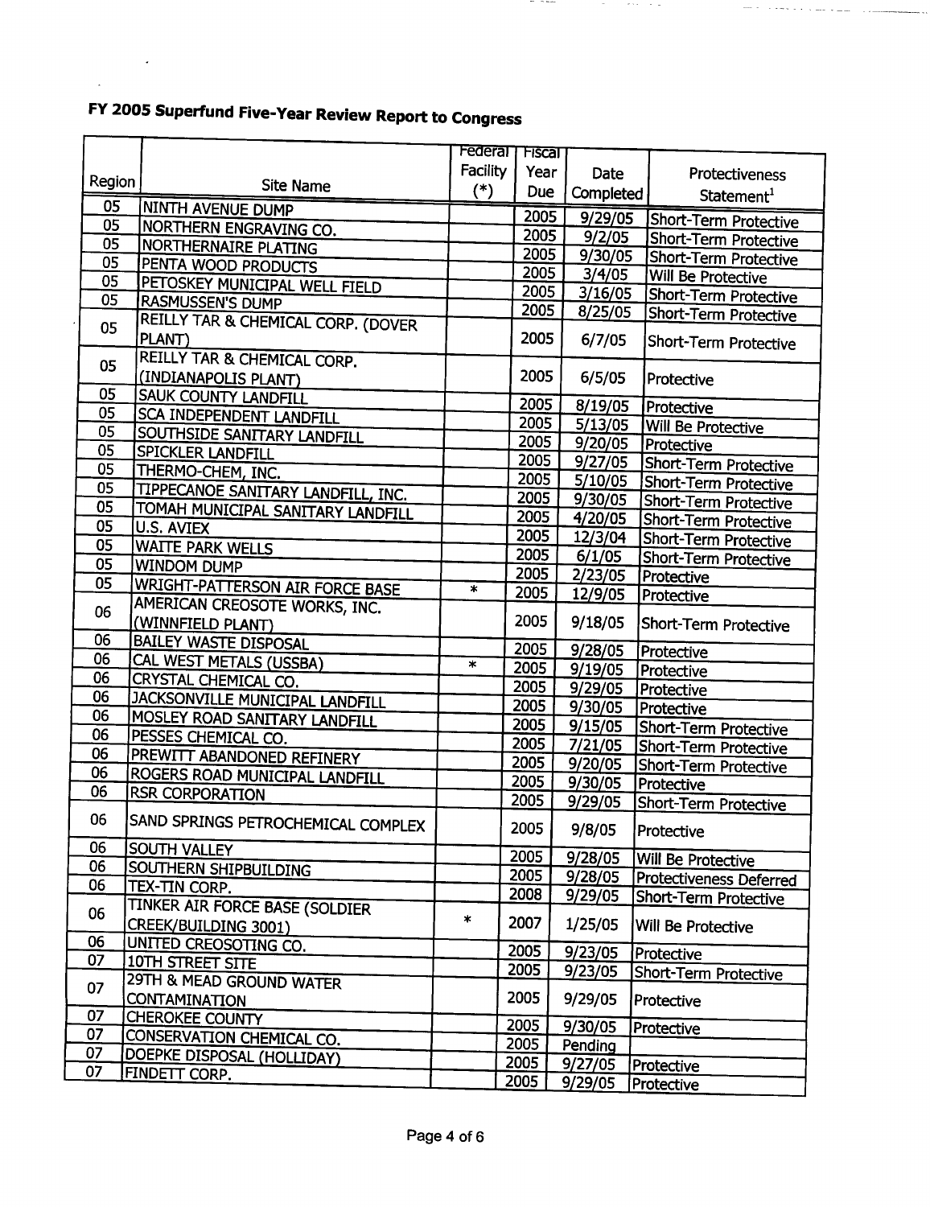# FY 2005 Superfund Five-Year Review Report to Congress

| Region | Site Name | Federal Facility (*) | Fiscal Year Due | Date Completed | Protectiveness Statement[1] |
|---|---|---|---|---|---|
| 05 | NINTH AVENUE DUMP | | 2005 | 9/29/05 | Short-Term Protective |
| 05 | NORTHERN ENGRAVING CO. | | 2005 | 9/2/05 | Short-Term Protective |
| 05 | NORTHERNAIRE PLATING | | 2005 | 9/30/05 | Short-Term Protective |
| 05 | PENTA WOOD PRODUCTS | | 2005 | 3/4/05 | Will Be Protective |
| 05 | PETOSKEY MUNICIPAL WELL FIELD | | 2005 | 3/16/05 | Short-Term Protective |
| 05 | RASMUSSEN'S DUMP | | 2005 | 8/25/05 | Short-Term Protective |
| 05 | REILLY TAR & CHEMICAL CORP. (DOVER PLANT) | | 2005 | 6/7/05 | Short-Term Protective |
| 05 | REILLY TAR & CHEMICAL CORP. (INDIANAPOLIS PLANT) | | 2005 | 6/5/05 | Protective |
| 05 | SAUK COUNTY LANDFILL | | 2005 | 8/19/05 | Protective |
| 05 | SCA INDEPENDENT LANDFILL | | 2005 | 5/13/05 | Will Be Protective |
| 05 | SOUTHSIDE SANITARY LANDFILL | | 2005 | 9/20/05 | Protective |
| 05 | SPICKLER LANDFILL | | 2005 | 9/27/05 | Short-Term Protective |
| 05 | THERMO-CHEM, INC. | | 2005 | 5/10/05 | Short-Term Protective |
| 05 | TIPPECANOE SANITARY LANDFILL, INC. | | 2005 | 9/30/05 | Short-Term Protective |
| 05 | TOMAH MUNICIPAL SANITARY LANDFILL | | 2005 | 4/20/05 | Short-Term Protective |
| 05 | U.S. AVIEX | | 2005 | 12/3/04 | Short-Term Protective |
| 05 | WAITE PARK WELLS | | 2005 | 6/1/05 | Short-Term Protective |
| 05 | WINDOM DUMP | | 2005 | 2/23/05 | Protective |
| 05 | WRIGHT-PATTERSON AIR FORCE BASE | * | 2005 | 12/9/05 | Protective |
| 06 | AMERICAN CREOSOTE WORKS, INC. (WINNFIELD PLANT) | | 2005 | 9/18/05 | Short-Term Protective |
| 06 | BAILEY WASTE DISPOSAL | | 2005 | 9/28/05 | Protective |
| 06 | CAL WEST METALS (USSBA) | * | 2005 | 9/19/05 | Protective |
| 06 | CRYSTAL CHEMICAL CO. | | 2005 | 9/29/05 | Protective |
| 06 | JACKSONVILLE MUNICIPAL LANDFILL | | 2005 | 9/30/05 | Protective |
| 06 | MOSLEY ROAD SANITARY LANDFILL | | 2005 | 9/15/05 | Short-Term Protective |
| 06 | PESSES CHEMICAL CO. | | 2005 | 7/21/05 | Short-Term Protective |
| 06 | PREWITT ABANDONED REFINERY | | 2005 | 9/20/05 | Short-Term Protective |
| 06 | ROGERS ROAD MUNICIPAL LANDFILL | | 2005 | 9/30/05 | Protective |
| 06 | RSR CORPORATION | | 2005 | 9/29/05 | Short-Term Protective |
| 06 | SAND SPRINGS PETROCHEMICAL COMPLEX | | 2005 | 9/8/05 | Protective |
| 06 | SOUTH VALLEY | | 2005 | 9/28/05 | Will Be Protective |
| 06 | SOUTHERN SHIPBUILDING | | 2005 | 9/28/05 | Protectiveness Deferred |
| 06 | TEX-TIN CORP. | | 2008 | 9/29/05 | Short-Term Protective |
| 06 | TINKER AIR FORCE BASE (SOLDIER CREEK/BUILDING 3001) | * | 2007 | 1/25/05 | Will Be Protective |
| 06 | UNITED CREOSOTING CO. | | 2005 | 9/23/05 | Protective |
| 07 | 10TH STREET SITE | | 2005 | 9/23/05 | Short-Term Protective |
| 07 | 29TH & MEAD GROUND WATER CONTAMINATION | | 2005 | 9/29/05 | Protective |
| 07 | CHEROKEE COUNTY | | 2005 | 9/30/05 | Protective |
| 07 | CONSERVATION CHEMICAL CO. | | 2005 | Pending | |
| 07 | DOEPKE DISPOSAL (HOLLIDAY) | | 2005 | 9/27/05 | Protective |
| 07 | FINDETT CORP. | | 2005 | 9/29/05 | Protective |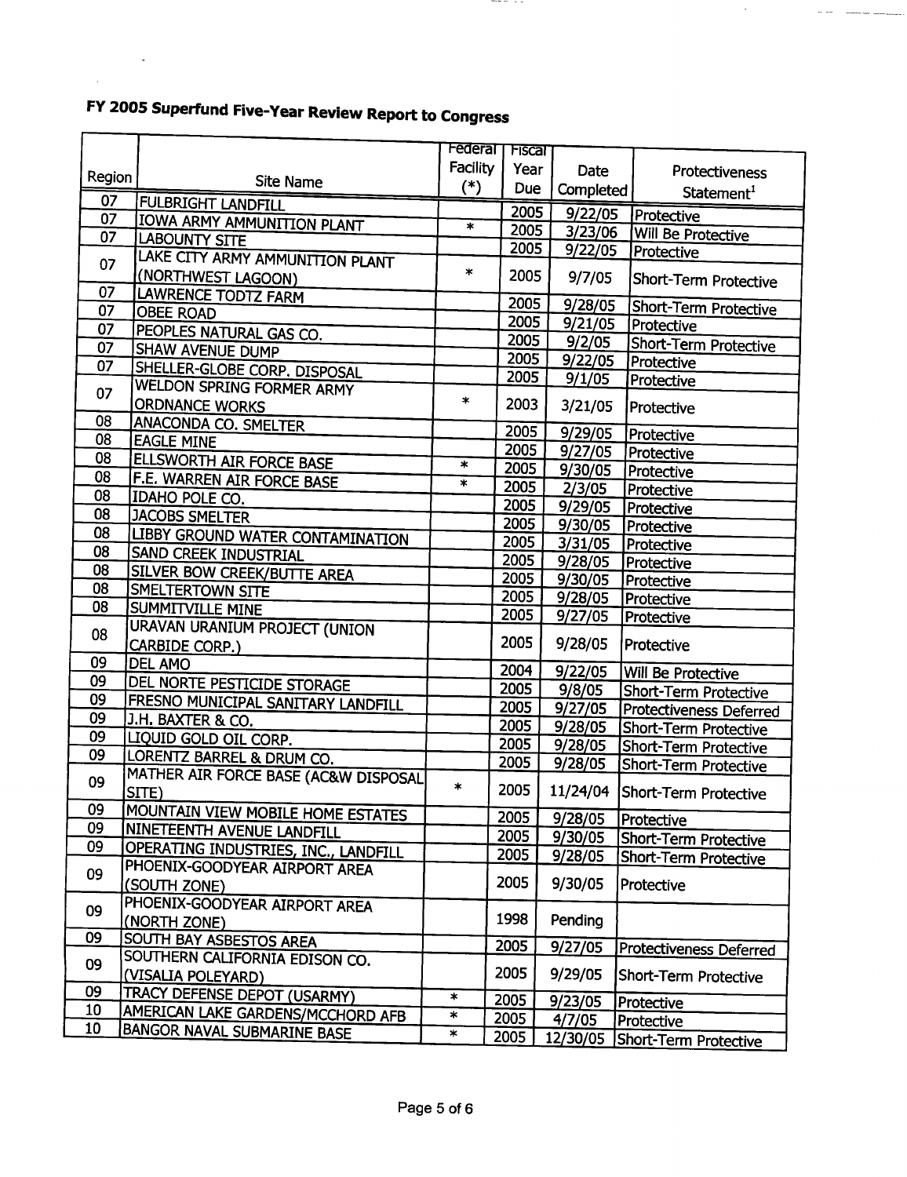# FY 2005 Superfund Five-Year Review Report to Congress

| Region | Site Name | Federal Facility (*) | Fiscal Year Due | Date Completed | Protectiveness Statement[1] |
|---|---|---|---|---|---|
| 07 | FULBRIGHT LANDFILL | | 2005 | 9/22/05 | Protective |
| 07 | IOWA ARMY AMMUNITION PLANT | * | 2005 | 3/23/06 | Will Be Protective |
| 07 | LABOUNTY SITE | | 2005 | 9/22/05 | Protective |
| 07 | LAKE CITY ARMY AMMUNITION PLANT (NORTHWEST LAGOON) | * | 2005 | 9/7/05 | Short-Term Protective |
| 07 | LAWRENCE TODTZ FARM | | 2005 | 9/28/05 | Short-Term Protective |
| 07 | OBEE ROAD | | 2005 | 9/21/05 | Protective |
| 07 | PEOPLES NATURAL GAS CO. | | 2005 | 9/2/05 | Short-Term Protective |
| 07 | SHAW AVENUE DUMP | | 2005 | 9/22/05 | Protective |
| 07 | SHELLER-GLOBE CORP. DISPOSAL | | 2005 | 9/1/05 | Protective |
| 07 | WELDON SPRING FORMER ARMY ORDNANCE WORKS | * | 2003 | 3/21/05 | Protective |
| 08 | ANACONDA CO. SMELTER | | 2005 | 9/29/05 | Protective |
| 08 | EAGLE MINE | | 2005 | 9/27/05 | Protective |
| 08 | ELLSWORTH AIR FORCE BASE | * | 2005 | 9/30/05 | Protective |
| 08 | F.E. WARREN AIR FORCE BASE | * | 2005 | 2/3/05 | Protective |
| 08 | IDAHO POLE CO. | | 2005 | 9/29/05 | Protective |
| 08 | JACOBS SMELTER | | 2005 | 9/30/05 | Protective |
| 08 | LIBBY GROUND WATER CONTAMINATION | | 2005 | 3/31/05 | Protective |
| 08 | SAND CREEK INDUSTRIAL | | 2005 | 9/28/05 | Protective |
| 08 | SILVER BOW CREEK/BUTTE AREA | | 2005 | 9/30/05 | Protective |
| 08 | SMELTERTOWN SITE | | 2005 | 9/28/05 | Protective |
| 08 | SUMMITVILLE MINE | | 2005 | 9/27/05 | Protective |
| 08 | URAVAN URANIUM PROJECT (UNION CARBIDE CORP.) | | 2005 | 9/28/05 | Protective |
| 09 | DEL AMO | | 2004 | 9/22/05 | Will Be Protective |
| 09 | DEL NORTE PESTICIDE STORAGE | | 2005 | 9/8/05 | Short-Term Protective |
| 09 | FRESNO MUNICIPAL SANITARY LANDFILL | | 2005 | 9/27/05 | Protectiveness Deferred |
| 09 | J.H. BAXTER & CO. | | 2005 | 9/28/05 | Short-Term Protective |
| 09 | LIQUID GOLD OIL CORP. | | 2005 | 9/28/05 | Short-Term Protective |
| 09 | LORENTZ BARREL & DRUM CO. | | 2005 | 9/28/05 | Short-Term Protective |
| 09 | MATHER AIR FORCE BASE (AC&W DISPOSAL SITE) | * | 2005 | 11/24/04 | Short-Term Protective |
| 09 | MOUNTAIN VIEW MOBILE HOME ESTATES | | 2005 | 9/28/05 | Protective |
| 09 | NINETEENTH AVENUE LANDFILL | | 2005 | 9/30/05 | Short-Term Protective |
| 09 | OPERATING INDUSTRIES, INC., LANDFILL | | 2005 | 9/28/05 | Short-Term Protective |
| 09 | PHOENIX-GOODYEAR AIRPORT AREA (SOUTH ZONE) | | 2005 | 9/30/05 | Protective |
| 09 | PHOENIX-GOODYEAR AIRPORT AREA (NORTH ZONE) | | 1998 | Pending | |
| 09 | SOUTH BAY ASBESTOS AREA | | 2005 | 9/27/05 | Protectiveness Deferred |
| 09 | SOUTHERN CALIFORNIA EDISON CO. (VISALIA POLEYARD) | | 2005 | 9/29/05 | Short-Term Protective |
| 09 | TRACY DEFENSE DEPOT (USARMY) | * | 2005 | 9/23/05 | Protective |
| 10 | AMERICAN LAKE GARDENS/MCCHORD AFB | * | 2005 | 4/7/05 | Protective |
| 10 | BANGOR NAVAL SUBMARINE BASE | * | 2005 | 12/30/05 | Short-Term Protective |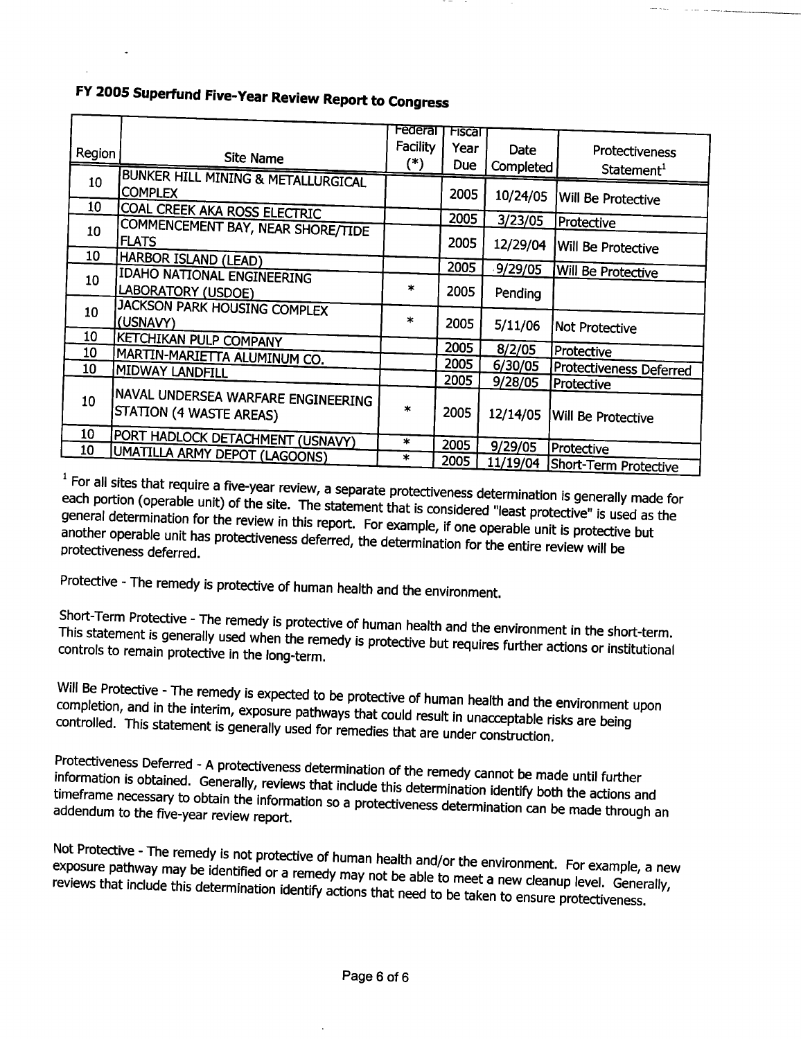## FY 2005 Superfund Five-Year Review Report to Congress

| Region | Site Name | Federal Facility (*) | Fiscal Year Due | Date Completed | Protectiveness Statement[1] |
|---|---|---|---|---|---|
| 10 | BUNKER HILL MINING & METALLURGICAL COMPLEX | | 2005 | 10/24/05 | Will Be Protective |
| 10 | COAL CREEK AKA ROSS ELECTRIC | | 2005 | 3/23/05 | Protective |
| 10 | COMMENCEMENT BAY, NEAR SHORE/TIDE FLATS | | 2005 | 12/29/04 | Will Be Protective |
| 10 | HARBOR ISLAND (LEAD) | | 2005 | 9/29/05 | Will Be Protective |
| 10 | IDAHO NATIONAL ENGINEERING LABORATORY (USDOE) | * | 2005 | Pending | |
| 10 | JACKSON PARK HOUSING COMPLEX (USNAVY) | * | 2005 | 5/11/06 | Not Protective |
| 10 | KETCHIKAN PULP COMPANY | | 2005 | 8/2/05 | Protective |
| 10 | MARTIN-MARIETTA ALUMINUM CO. | | 2005 | 6/30/05 | Protectiveness Deferred |
| 10 | MIDWAY LANDFILL | | 2005 | 9/28/05 | Protective |
| 10 | NAVAL UNDERSEA WARFARE ENGINEERING STATION (4 WASTE AREAS) | * | 2005 | 12/14/05 | Will Be Protective |
| 10 | PORT HADLOCK DETACHMENT (USNAVY) | * | 2005 | 9/29/05 | Protective |
| 10 | UMATILLA ARMY DEPOT (LAGOONS) | * | 2005 | 11/19/04 | Short-Term Protective |

[1] For all sites that require a five-year review, a separate protectiveness determination is generally made for each portion (operable unit) of the site. The statement that is considered "least protective" is used as the general determination for the review in this report. For example, if one operable unit is protective but another operable unit has protectiveness deferred, the determination for the entire review will be protectiveness deferred.

Protective - The remedy is protective of human health and the environment.

Short-Term Protective - The remedy is protective of human health and the environment in the short-term. This statement is generally used when the remedy is protective but requires further actions or institutional controls to remain protective in the long-term.

Will Be Protective - The remedy is expected to be protective of human health and the environment upon completion, and in the interim, exposure pathways that could result in unacceptable risks are being controlled. This statement is generally used for remedies that are under construction.

Protectiveness Deferred - A protectiveness determination of the remedy cannot be made until further information is obtained. Generally, reviews that include this determination identify both the actions and timeframe necessary to obtain the information so a protectiveness determination can be made through an addendum to the five-year review report.

Not Protective - The remedy is not protective of human health and/or the environment. For example, a new exposure pathway may be identified or a remedy may not be able to meet a new cleanup level. Generally, reviews that include this determination identify actions that need to be taken to ensure protectiveness.